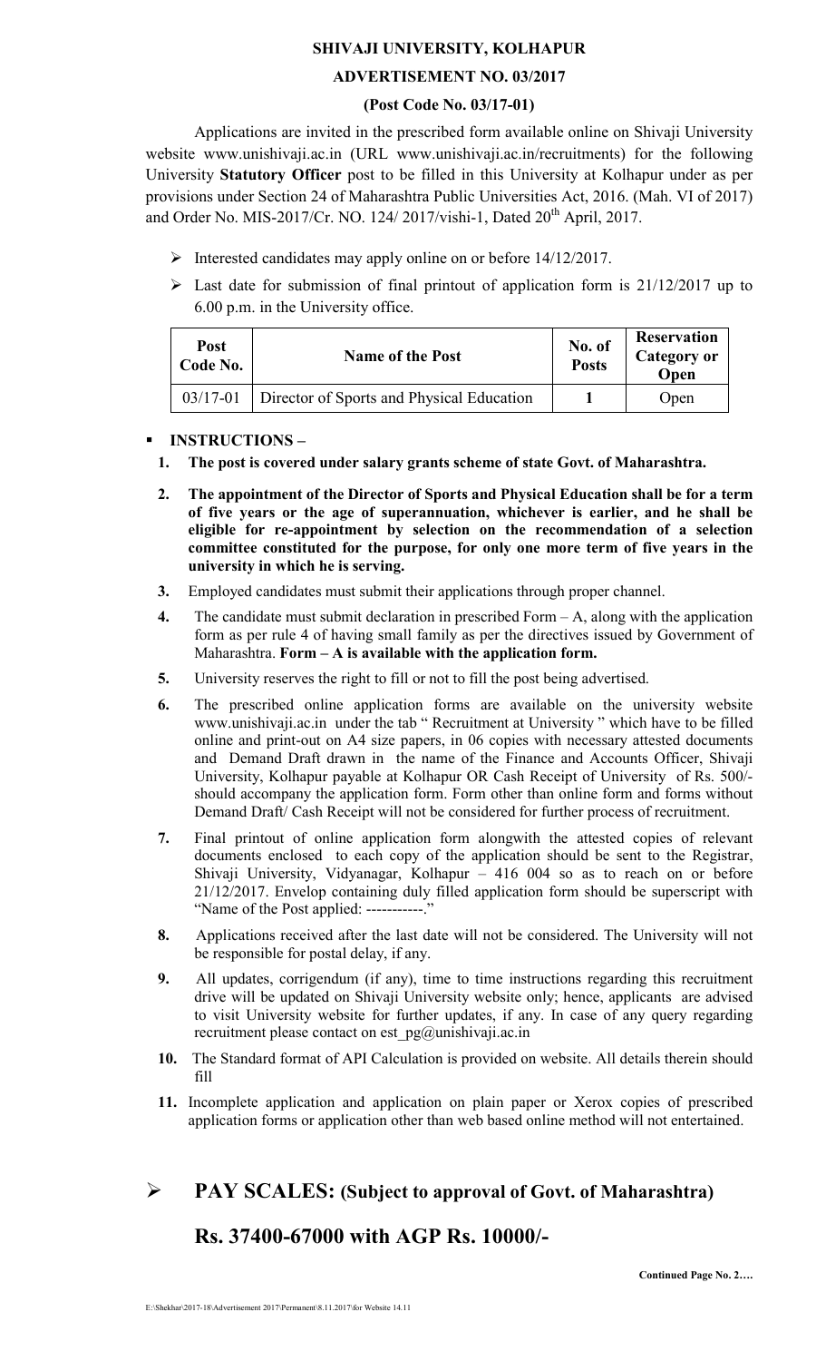# SHIVAJI UNIVERSITY, KOLHAPUR

## ADVERTISEMENT NO. 03/2017

### (Post Code No. 03/17-01)

Applications are invited in the prescribed form available online on Shivaji University website www.unishivaji.ac.in (URL www.unishivaji.ac.in/recruitments) for the following University **Statutory Officer** post to be filled in this University at Kolhapur under as per provisions under Section 24 of Maharashtra Public Universities Act, 2016. (Mah. VI of 2017) and Order No. MIS-2017/Cr. NO. 124/ 2017/vishi-1, Dated 20th April, 2017.

- Interested candidates may apply online on or before 14/12/2017.
- Last date for submission of final printout of application form is 21/12/2017 up to 6.00 p.m. in the University office.

| Post Code No. | Name of the Post | No. of Posts | Reservation Category or Open |
|---|---|---|---|
| 03/17-01 | Director of Sports and Physical Education | 1 | Open |

- **INSTRUCTIONS –**

1. **The post is covered under salary grants scheme of state Govt. of Maharashtra.**
2. **The appointment of the Director of Sports and Physical Education shall be for a term of five years or the age of superannuation, whichever is earlier, and he shall be eligible for re-appointment by selection on the recommendation of a selection committee constituted for the purpose, for only one more term of five years in the university in which he is serving.**
3. Employed candidates must submit their applications through proper channel.
4. The candidate must submit declaration in prescribed Form – A, along with the application form as per rule 4 of having small family as per the directives issued by Government of Maharashtra. **Form – A is available with the application form.**
5. University reserves the right to fill or not to fill the post being advertised.
6. The prescribed online application forms are available on the university website www.unishivaji.ac.in under the tab " Recruitment at University " which have to be filled online and print-out on A4 size papers, in 06 copies with necessary attested documents and Demand Draft drawn in the name of the Finance and Accounts Officer, Shivaji University, Kolhapur payable at Kolhapur OR Cash Receipt of University of Rs. 500/- should accompany the application form. Form other than online form and forms without Demand Draft/ Cash Receipt will not be considered for further process of recruitment.
7. Final printout of online application form alongwith the attested copies of relevant documents enclosed to each copy of the application should be sent to the Registrar, Shivaji University, Vidyanagar, Kolhapur – 416 004 so as to reach on or before 21/12/2017. Envelop containing duly filled application form should be superscript with "Name of the Post applied: -----------."
8. Applications received after the last date will not be considered. The University will not be responsible for postal delay, if any.
9. All updates, corrigendum (if any), time to time instructions regarding this recruitment drive will be updated on Shivaji University website only; hence, applicants are advised to visit University website for further updates, if any. In case of any query regarding recruitment please contact on est_pg@unishivaji.ac.in
10. The Standard format of API Calculation is provided on website. All details therein should fill
11. Incomplete application and application on plain paper or Xerox copies of prescribed application forms or application other than web based online method will not entertained.

## PAY SCALES: (Subject to approval of Govt. of Maharashtra)

## Rs. 37400-67000 with AGP Rs. 10000/-

**Continued Page No. 2….**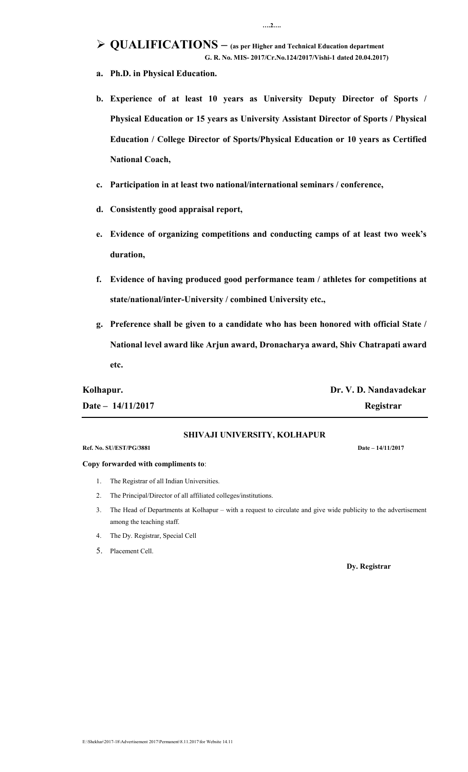## ➢ QUALIFICATIONS – (as per Higher and Technical Education department G. R. No. MIS- 2017/Cr.No.124/2017/Vishi-1 dated 20.04.2017)

**a. Ph.D. in Physical Education.**

**b. Experience of at least 10 years as University Deputy Director of Sports / Physical Education or 15 years as University Assistant Director of Sports / Physical Education / College Director of Sports/Physical Education or 10 years as Certified National Coach,**

**c. Participation in at least two national/international seminars / conference,**

**d. Consistently good appraisal report,**

**e. Evidence of organizing competitions and conducting camps of at least two week's duration,**

**f. Evidence of having produced good performance team / athletes for competitions at state/national/inter-University / combined University etc.,**

**g. Preference shall be given to a candidate who has been honored with official State / National level award like Arjun award, Dronacharya award, Shiv Chatrapati award etc.**

**Kolhapur.** **Dr. V. D. Nandavadekar**

**Date – 14/11/2017** **Registrar**

---

**SHIVAJI UNIVERSITY, KOLHAPUR**

**Ref. No. SU/EST/PG/3881** **Date – 14/11/2017**

**Copy forwarded with compliments to**:

1. The Registrar of all Indian Universities.
2. The Principal/Director of all affiliated colleges/institutions.
3. The Head of Departments at Kolhapur – with a request to circulate and give wide publicity to the advertisement among the teaching staff.
4. The Dy. Registrar, Special Cell
5. Placement Cell.

**Dy. Registrar**

E:\Shekhar\2017-18\Advertisement 2017\Permanent\8.11.2017\for Website 14.11